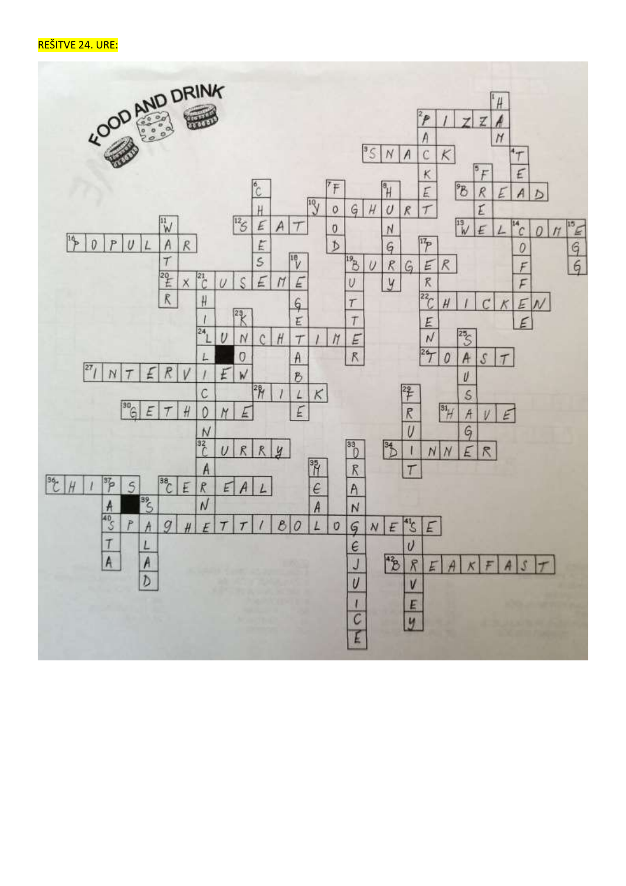REŠITVE 24. URE:

FOOD AND DRINK

**Across**

2. PIZZA
3. SNACK
9. BREAD
10. YOGHURT
12. SEAT
13. WELCOME
16. POPULAR
19. BURGER
20. EXCUSE ME
22. CHICKEN
24. LUNCHTIME
26. TOAST
27. INTERVIEW
28. MILK
30. GET HOME
31. HAVE
32. CURRY
34. DINNER
36. CHIPS
38. CEREAL
40. SPAGHETTI BOLOGNESE
42. BREAKFAST

**Down**

1. HAM
2. PACKET
4. TEA
5. FREE
6. CHEESE
7. FOOD
8. HUNGRY
11. WATER
14. COFFEE
15. EGG
17. PERCENT
18. VEGETABLE
19. BUTTER
21. CHILLI CON CARNE
23. KNOW
25. SAUSAGE
29. FRUIT
33. ORANGE JUICE
35. MEAL
37. PASTA
39. SALAD
41. SURVEY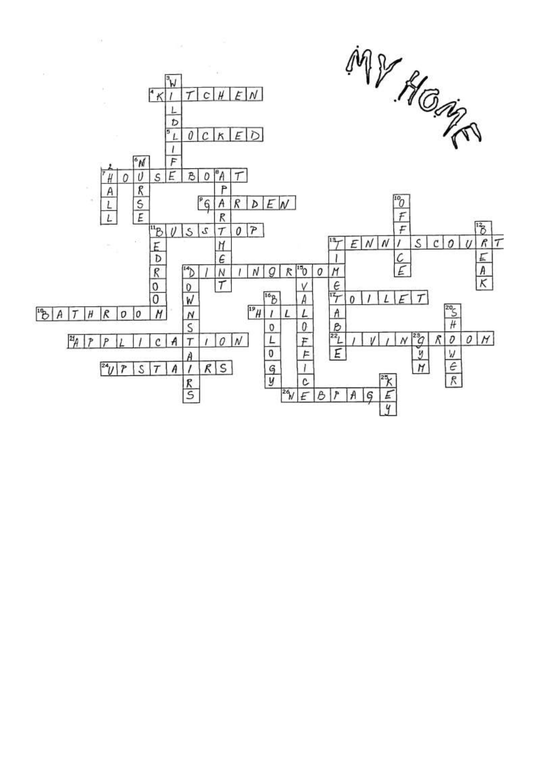# MY HOME

**Across**

- 4 KITCHEN
- 5 LOCKED
- 7 HOUSEBOAT
- 9 GARDEN
- 11 BUSSTOP
- 13 TENNISCOURT
- 14 DININGROOM
- 17 TOILET
- 18 BATHROOM
- 19 HILL
- 21 APPLICATION
- 22 LIVINGROOM
- 24 UPSTAIRS
- 26 WEBPAGE

**Down**

- 2 HALL
- 3 WILDLIFE
- 6 NURSE
- 8 APARTMENT
- 10 OFFICE
- 11 BEDROOM
- 12 BREAK
- 13 TIMETABLE
- 14 DOWNSTAIRS
- 15 OVALOFFICE
- 16 BIOLOGY
- 20 SHOWER
- 23 GYM
- 25 KEY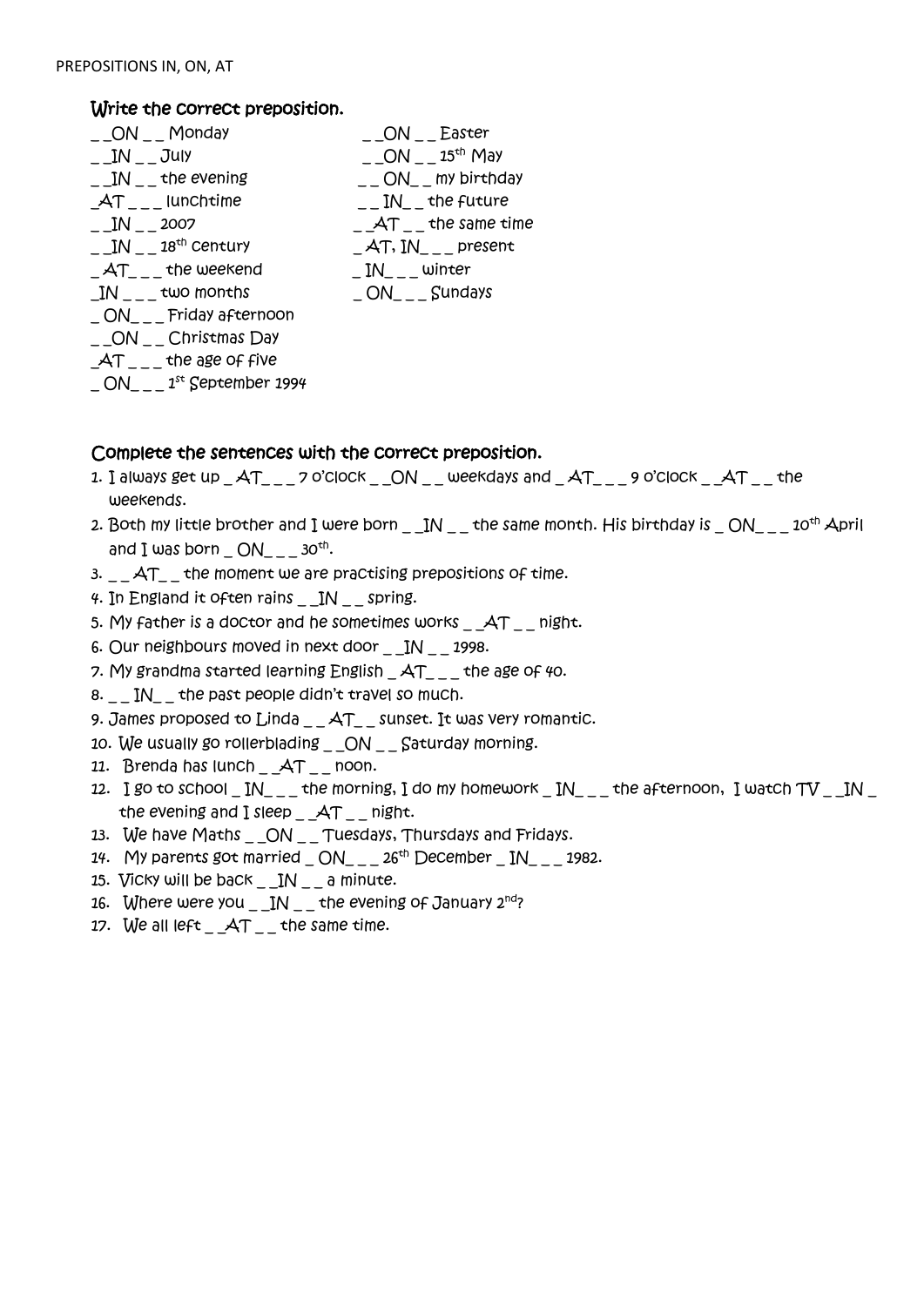PREPOSITIONS IN, ON, AT

## Write the correct preposition.

_ _ON _ _ Monday

_ _IN _ _ July

_ _IN _ _ the evening

_AT _ _ _ lunchtime

_ _IN _ _ 2007

_ _IN _ _ 18th century

_ AT_ _ _ the weekend

_IN _ _ _ two months

_ ON_ _ _ Friday afternoon

_ _ON _ _ Christmas Day

_AT _ _ _ the age of five

_ ON_ _ _ 1st September 1994

_ _ON _ _ Easter

_ _ON _ _ 15th May

_ _ ON_ _ my birthday

_ _ IN_ _ the future

_ _AT _ _ the same time

_ AT, IN_ _ _ present

_ IN_ _ _ winter

_ ON_ _ _ Sundays

## Complete the sentences with the correct preposition.

1. I always get up _ AT_ _ _ 7 o'clock _ _ON _ _ weekdays and _ AT_ _ _ 9 o'clock _ _AT _ _ the weekends.
2. Both my little brother and I were born _ _IN _ _ the same month. His birthday is _ ON_ _ _ 10th April and I was born _ ON_ _ _ 30th.
3. _ _ AT_ _ the moment we are practising prepositions of time.
4. In England it often rains _ _IN _ _ spring.
5. My father is a doctor and he sometimes works _ _AT _ _ night.
6. Our neighbours moved in next door _ _IN _ _ 1998.
7. My grandma started learning English _ AT_ _ _ the age of 40.
8. _ _ IN_ _ the past people didn't travel so much.
9. James proposed to Linda _ _ AT_ _ sunset. It was very romantic.
10. We usually go rollerblading _ _ON _ _ Saturday morning.
11. Brenda has lunch _ _AT _ _ noon.
12. I go to school _ IN_ _ _ the morning, I do my homework _ IN_ _ _ the afternoon, I watch TV _ _IN _ the evening and I sleep _ _AT _ _ night.
13. We have Maths _ _ON _ _ Tuesdays, Thursdays and Fridays.
14. My parents got married _ ON_ _ _ 26th December _ IN_ _ _ 1982.
15. Vicky will be back _ _IN _ _ a minute.
16. Where were you _ _IN _ _ the evening of January 2nd?
17. We all left _ _AT _ _ the same time.